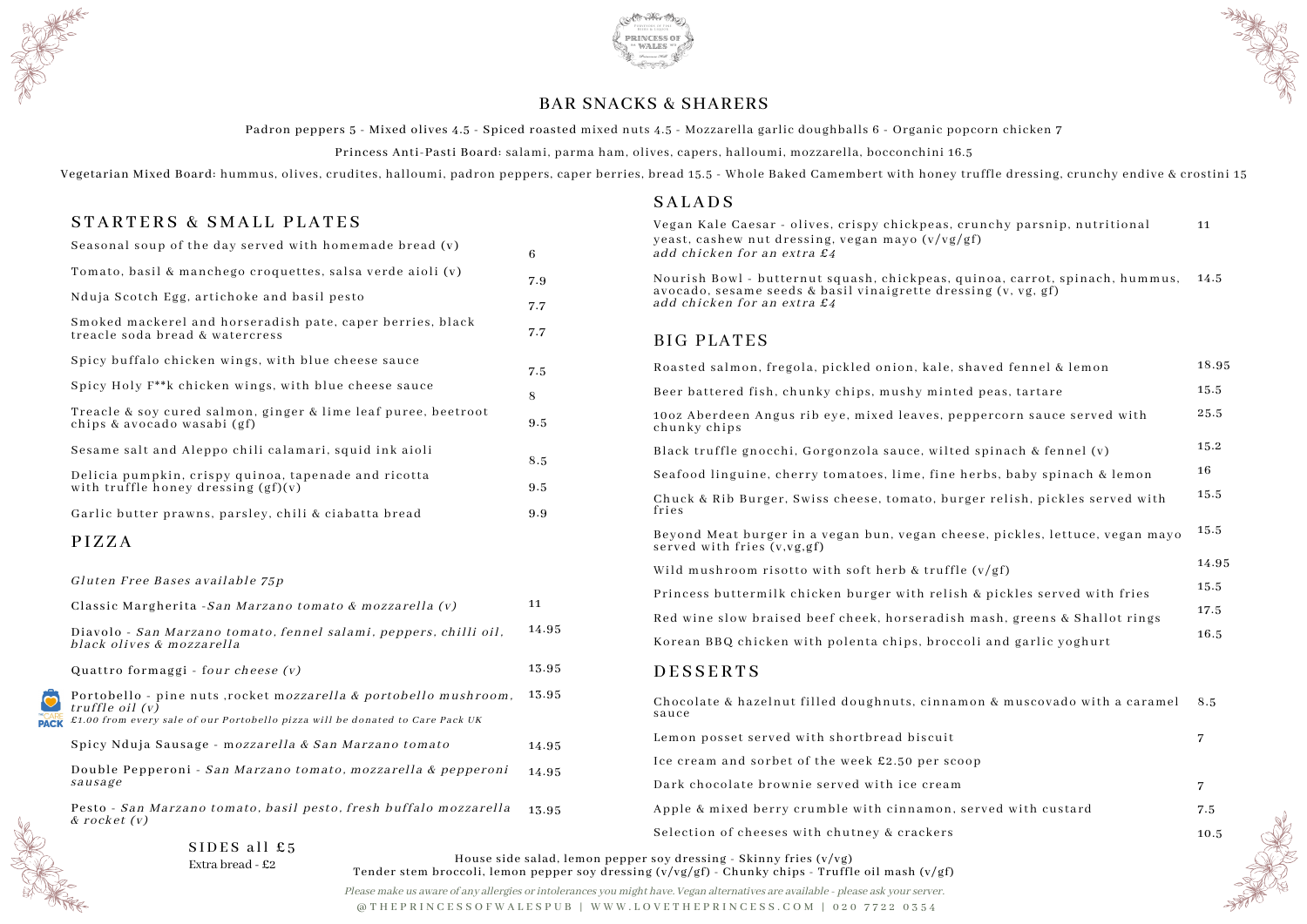# BAR SNACKS & SHARERS

Padron peppers 5 - Mixed olives 4.5 - Spiced roasted mixed nuts 4.5 - Mozzarella garlic doughballs 6 - Organic popcorn chicken 7

Princess Anti-Pasti Board: salami, parma ham, olives, capers, halloumi, mozzarella, bocconchini 16.5

Vegetarian Mixed Board: hummus, olives, crudites, halloumi, padron peppers, caper berries, bread 15.5 - Whole Baked Camembert with honey truffle dressing, crunchy endive & crostini 15

## STARTERS & SMALL PLATES

| Item | Price |
|---|---|
| Seasonal soup of the day served with homemade bread (v) | 6 |
| Tomato, basil & manchego croquettes, salsa verde aioli (v) | 7.9 |
| Nduja Scotch Egg, artichoke and basil pesto | 7.7 |
| Smoked mackerel and horseradish pate, caper berries, black treacle soda bread & watercress | 7.7 |
| Spicy buffalo chicken wings, with blue cheese sauce | 7.5 |
| Spicy Holy F**k chicken wings, with blue cheese sauce | 8 |
| Treacle & soy cured salmon, ginger & lime leaf puree, beetroot chips & avocado wasabi (gf) | 9.5 |
| Sesame salt and Aleppo chili calamari, squid ink aioli | 8.5 |
| Delicia pumpkin, crispy quinoa, tapenade and ricotta with truffle honey dressing (gf)(v) | 9.5 |
| Garlic butter prawns, parsley, chili & ciabatta bread | 9.9 |

## PIZZA

*Gluten Free Bases available 75p*

| Item | Price |
|---|---|
| Classic Margherita -*San Marzano tomato & mozzarella (v)* | 11 |
| Diavolo - *San Marzano tomato, fennel salami, peppers, chilli oil, black olives & mozzarella* | 14.95 |
| Quattro formaggi - *four cheese (v)* | 13.95 |
| Portobello - *pine nuts ,rocket mozzarella & portobello mushroom, truffle oil (v)* *£1.00 from every sale of our Portobello pizza will be donated to Care Pack UK* | 13.95 |
| Spicy Nduja Sausage - *mozzarella & San Marzano tomato* | 14.95 |
| Double Pepperoni - *San Marzano tomato, mozzarella & pepperoni sausage* | 14.95 |
| Pesto - *San Marzano tomato, basil pesto, fresh buffalo mozzarella & rocket (v)* | 13.95 |

## SALADS

| Item | Price |
|---|---|
| Vegan Kale Caesar - olives, crispy chickpeas, crunchy parsnip, nutritional yeast, cashew nut dressing, vegan mayo (v/vg/gf) *add chicken for an extra £4* | 11 |
| Nourish Bowl - butternut squash, chickpeas, quinoa, carrot, spinach, hummus, avocado, sesame seeds & basil vinaigrette dressing (v, vg, gf) *add chicken for an extra £4* | 14.5 |

## BIG PLATES

| Item | Price |
|---|---|
| Roasted salmon, fregola, pickled onion, kale, shaved fennel & lemon | 18.95 |
| Beer battered fish, chunky chips, mushy minted peas, tartare | 15.5 |
| 10oz Aberdeen Angus rib eye, mixed leaves, peppercorn sauce served with chunky chips | 25.5 |
| Black truffle gnocchi, Gorgonzola sauce, wilted spinach & fennel (v) | 15.2 |
| Seafood linguine, cherry tomatoes, lime, fine herbs, baby spinach & lemon | 16 |
| Chuck & Rib Burger, Swiss cheese, tomato, burger relish, pickles served with fries | 15.5 |
| Beyond Meat burger in a vegan bun, vegan cheese, pickles, lettuce, vegan mayo served with fries (v,vg,gf) | 15.5 |
| Wild mushroom risotto with soft herb & truffle (v/gf) | 14.95 |
| Princess buttermilk chicken burger with relish & pickles served with fries | 15.5 |
| Red wine slow braised beef cheek, horseradish mash, greens & Shallot rings | 17.5 |
| Korean BBQ chicken with polenta chips, broccoli and garlic yoghurt | 16.5 |

## DESSERTS

| Item | Price |
|---|---|
| Chocolate & hazelnut filled doughnuts, cinnamon & muscovado with a caramel sauce | 8.5 |
| Lemon posset served with shortbread biscuit | 7 |
| Ice cream and sorbet of the week £2.50 per scoop | |
| Dark chocolate brownie served with ice cream | 7 |
| Apple & mixed berry crumble with cinnamon, served with custard | 7.5 |
| Selection of cheeses with chutney & crackers | 10.5 |

## SIDES all £5

Extra bread - £2

House side salad, lemon pepper soy dressing - Skinny fries (v/vg)
Tender stem broccoli, lemon pepper soy dressing (v/vg/gf) - Chunky chips - Truffle oil mash (v/gf)

*Please make us aware of any allergies or intolerances you might have. Vegan alternatives are available - please ask your server.*

@THEPRINCESSOFWALESPUB | WWW.LOVETHEPRINCESS.COM | 020 7722 0354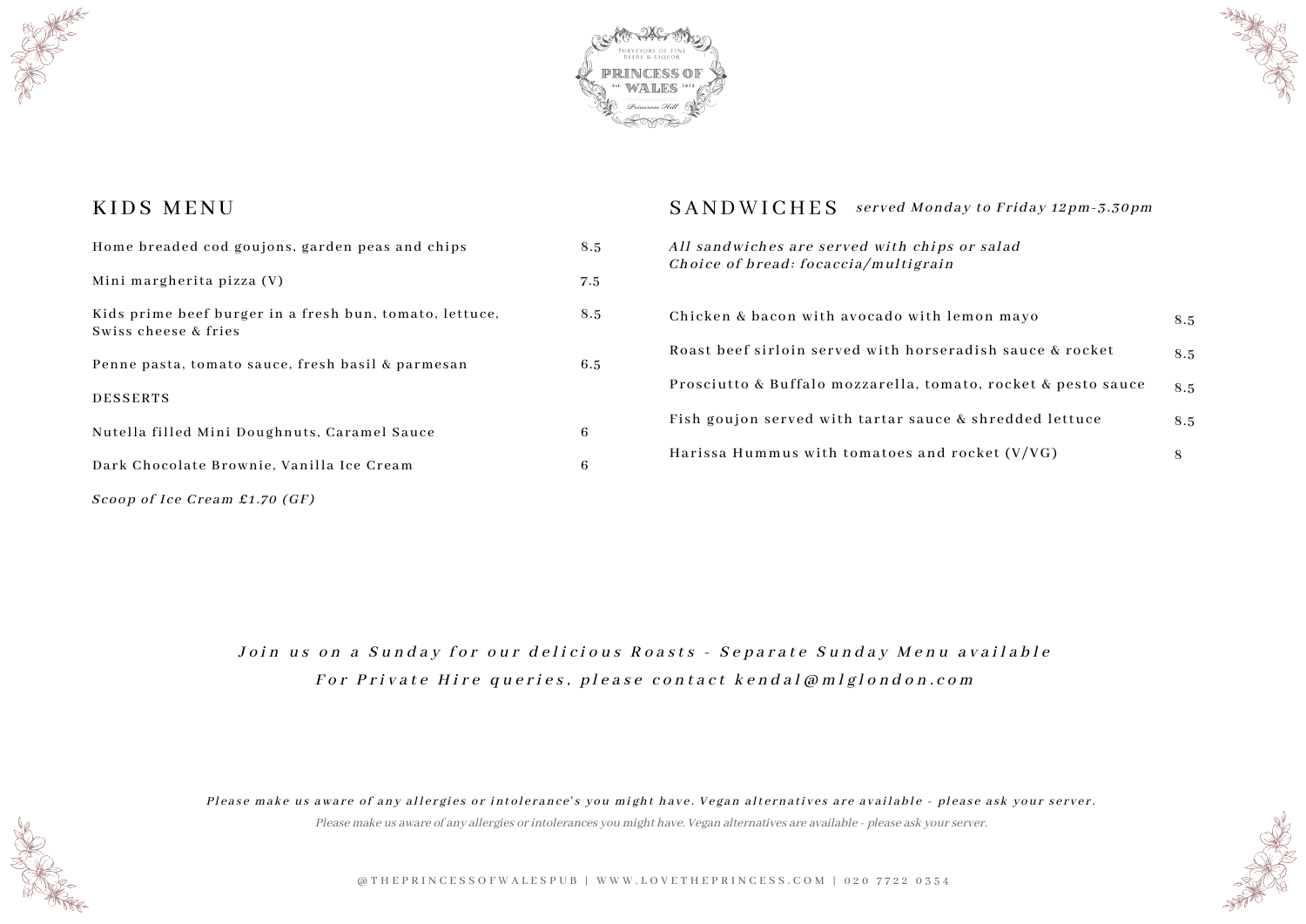PURVEYORS OF FINE BEERS & LIQUOR
PRINCESS OF WALES
Est. 1873
Primrose Hill

## KIDS MENU

| | |
|---|---|
| Home breaded cod goujons, garden peas and chips | 8.5 |
| Mini margherita pizza (V) | 7.5 |
| Kids prime beef burger in a fresh bun, tomato, lettuce, Swiss cheese & fries | 8.5 |
| Penne pasta, tomato sauce, fresh basil & parmesan | 6.5 |

### DESSERTS

| | |
|---|---|
| Nutella filled Mini Doughnuts, Caramel Sauce | 6 |
| Dark Chocolate Brownie, Vanilla Ice Cream | 6 |

*Scoop of Ice Cream £1.70 (GF)*

## SANDWICHES *served Monday to Friday 12pm-3.30pm*

*All sandwiches are served with chips or salad*
*Choice of bread: focaccia/multigrain*

| | |
|---|---|
| Chicken & bacon with avocado with lemon mayo | 8.5 |
| Roast beef sirloin served with horseradish sauce & rocket | 8.5 |
| Prosciutto & Buffalo mozzarella, tomato, rocket & pesto sauce | 8.5 |
| Fish goujon served with tartar sauce & shredded lettuce | 8.5 |
| Harissa Hummus with tomatoes and rocket (V/VG) | 8 |

*Join us on a Sunday for our delicious Roasts - Separate Sunday Menu available*

*For Private Hire queries, please contact kendal@mlglondon.com*

*Please make us aware of any allergies or intolerance's you might have. Vegan alternatives are available - please ask your server.*

Please make us aware of any allergies or intolerances you might have. Vegan alternatives are available - please ask your server.

@THEPRINCESSOFWALESPUB | WWW.LOVETHEPRINCESS.COM | 020 7722 0354